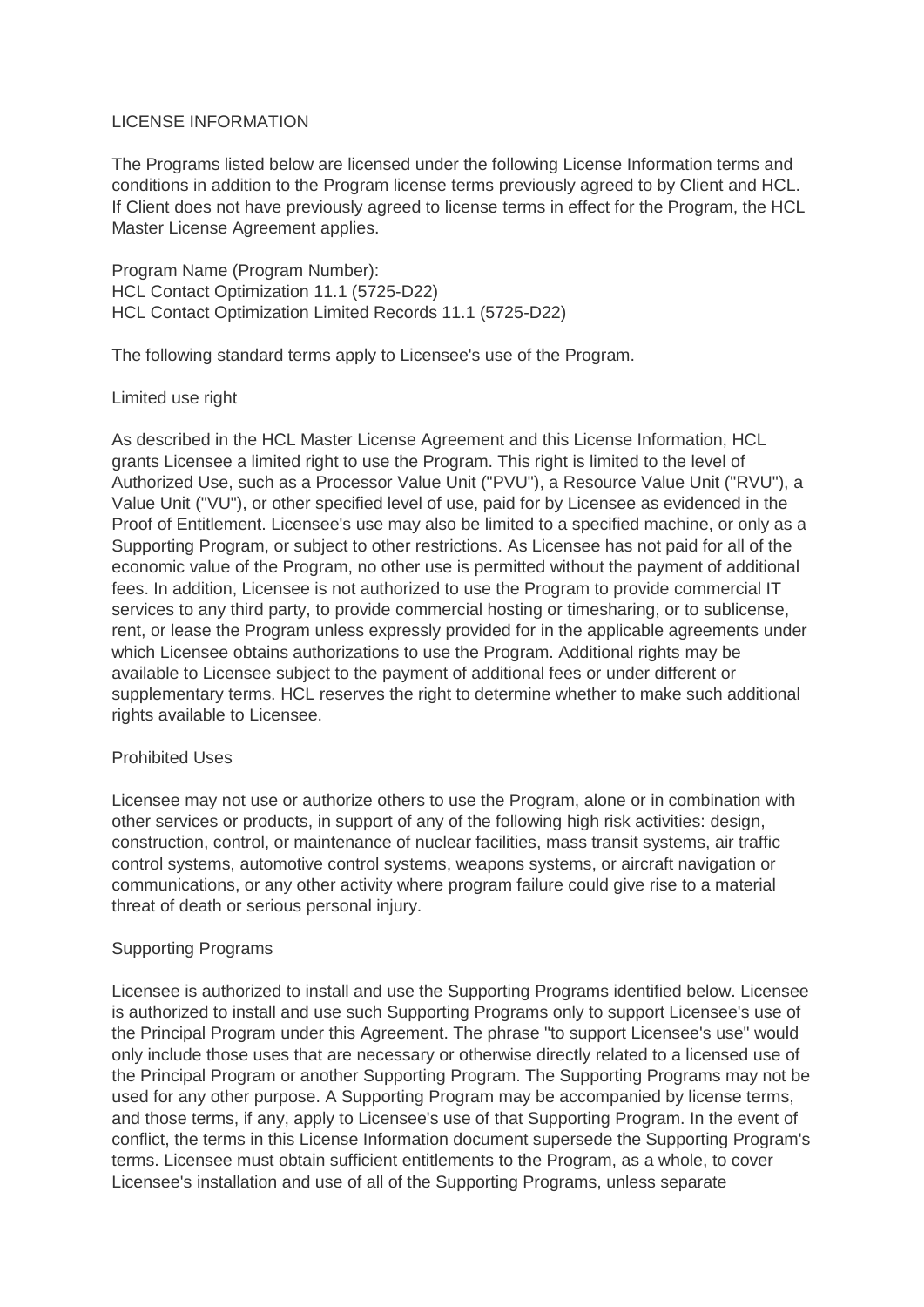# LICENSE INFORMATION

The Programs listed below are licensed under the following License Information terms and conditions in addition to the Program license terms previously agreed to by Client and HCL. If Client does not have previously agreed to license terms in effect for the Program, the HCL Master License Agreement applies.

Program Name (Program Number):
HCL Contact Optimization 11.1 (5725-D22)
HCL Contact Optimization Limited Records 11.1 (5725-D22)

The following standard terms apply to Licensee's use of the Program.

## Limited use right

As described in the HCL Master License Agreement and this License Information, HCL grants Licensee a limited right to use the Program. This right is limited to the level of Authorized Use, such as a Processor Value Unit ("PVU"), a Resource Value Unit ("RVU"), a Value Unit ("VU"), or other specified level of use, paid for by Licensee as evidenced in the Proof of Entitlement. Licensee's use may also be limited to a specified machine, or only as a Supporting Program, or subject to other restrictions. As Licensee has not paid for all of the economic value of the Program, no other use is permitted without the payment of additional fees. In addition, Licensee is not authorized to use the Program to provide commercial IT services to any third party, to provide commercial hosting or timesharing, or to sublicense, rent, or lease the Program unless expressly provided for in the applicable agreements under which Licensee obtains authorizations to use the Program. Additional rights may be available to Licensee subject to the payment of additional fees or under different or supplementary terms. HCL reserves the right to determine whether to make such additional rights available to Licensee.

## Prohibited Uses

Licensee may not use or authorize others to use the Program, alone or in combination with other services or products, in support of any of the following high risk activities: design, construction, control, or maintenance of nuclear facilities, mass transit systems, air traffic control systems, automotive control systems, weapons systems, or aircraft navigation or communications, or any other activity where program failure could give rise to a material threat of death or serious personal injury.

## Supporting Programs

Licensee is authorized to install and use the Supporting Programs identified below. Licensee is authorized to install and use such Supporting Programs only to support Licensee's use of the Principal Program under this Agreement. The phrase "to support Licensee's use" would only include those uses that are necessary or otherwise directly related to a licensed use of the Principal Program or another Supporting Program. The Supporting Programs may not be used for any other purpose. A Supporting Program may be accompanied by license terms, and those terms, if any, apply to Licensee's use of that Supporting Program. In the event of conflict, the terms in this License Information document supersede the Supporting Program's terms. Licensee must obtain sufficient entitlements to the Program, as a whole, to cover Licensee's installation and use of all of the Supporting Programs, unless separate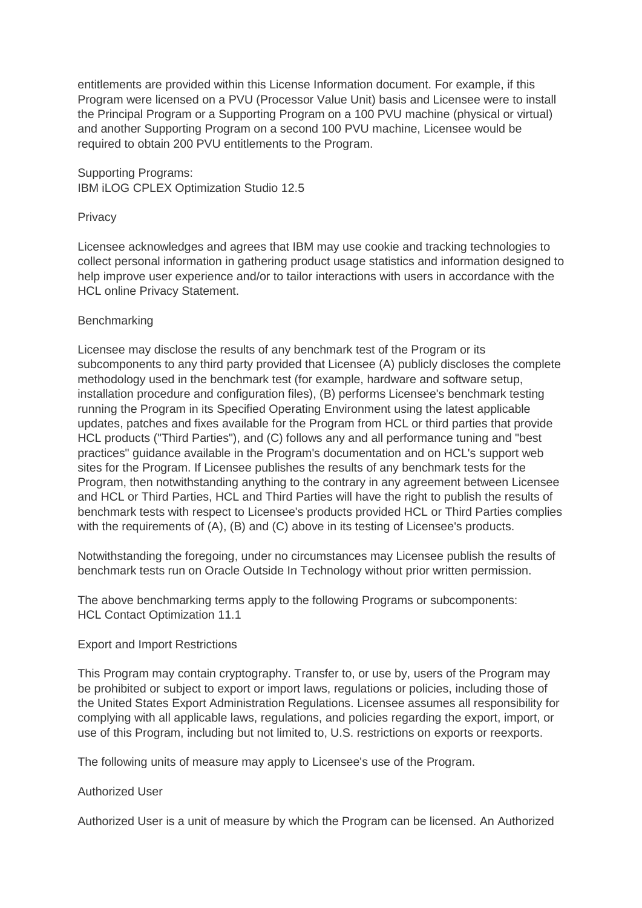entitlements are provided within this License Information document. For example, if this Program were licensed on a PVU (Processor Value Unit) basis and Licensee were to install the Principal Program or a Supporting Program on a 100 PVU machine (physical or virtual) and another Supporting Program on a second 100 PVU machine, Licensee would be required to obtain 200 PVU entitlements to the Program.

Supporting Programs:
IBM iLOG CPLEX Optimization Studio 12.5

Privacy

Licensee acknowledges and agrees that IBM may use cookie and tracking technologies to collect personal information in gathering product usage statistics and information designed to help improve user experience and/or to tailor interactions with users in accordance with the HCL online Privacy Statement.

Benchmarking

Licensee may disclose the results of any benchmark test of the Program or its subcomponents to any third party provided that Licensee (A) publicly discloses the complete methodology used in the benchmark test (for example, hardware and software setup, installation procedure and configuration files), (B) performs Licensee's benchmark testing running the Program in its Specified Operating Environment using the latest applicable updates, patches and fixes available for the Program from HCL or third parties that provide HCL products ("Third Parties"), and (C) follows any and all performance tuning and "best practices" guidance available in the Program's documentation and on HCL's support web sites for the Program. If Licensee publishes the results of any benchmark tests for the Program, then notwithstanding anything to the contrary in any agreement between Licensee and HCL or Third Parties, HCL and Third Parties will have the right to publish the results of benchmark tests with respect to Licensee's products provided HCL or Third Parties complies with the requirements of (A), (B) and (C) above in its testing of Licensee's products.

Notwithstanding the foregoing, under no circumstances may Licensee publish the results of benchmark tests run on Oracle Outside In Technology without prior written permission.

The above benchmarking terms apply to the following Programs or subcomponents:
HCL Contact Optimization 11.1

Export and Import Restrictions

This Program may contain cryptography. Transfer to, or use by, users of the Program may be prohibited or subject to export or import laws, regulations or policies, including those of the United States Export Administration Regulations. Licensee assumes all responsibility for complying with all applicable laws, regulations, and policies regarding the export, import, or use of this Program, including but not limited to, U.S. restrictions on exports or reexports.

The following units of measure may apply to Licensee's use of the Program.

Authorized User

Authorized User is a unit of measure by which the Program can be licensed. An Authorized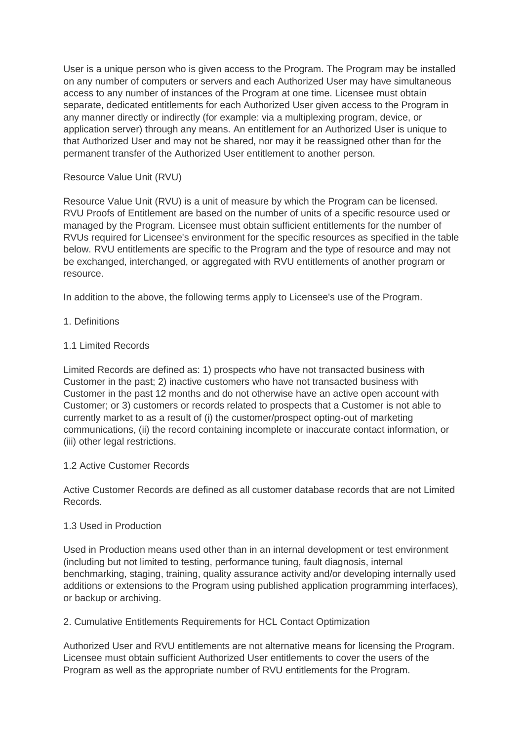User is a unique person who is given access to the Program. The Program may be installed on any number of computers or servers and each Authorized User may have simultaneous access to any number of instances of the Program at one time. Licensee must obtain separate, dedicated entitlements for each Authorized User given access to the Program in any manner directly or indirectly (for example: via a multiplexing program, device, or application server) through any means. An entitlement for an Authorized User is unique to that Authorized User and may not be shared, nor may it be reassigned other than for the permanent transfer of the Authorized User entitlement to another person.

## Resource Value Unit (RVU)

Resource Value Unit (RVU) is a unit of measure by which the Program can be licensed. RVU Proofs of Entitlement are based on the number of units of a specific resource used or managed by the Program. Licensee must obtain sufficient entitlements for the number of RVUs required for Licensee's environment for the specific resources as specified in the table below. RVU entitlements are specific to the Program and the type of resource and may not be exchanged, interchanged, or aggregated with RVU entitlements of another program or resource.

In addition to the above, the following terms apply to Licensee's use of the Program.

## 1. Definitions

### 1.1 Limited Records

Limited Records are defined as: 1) prospects who have not transacted business with Customer in the past; 2) inactive customers who have not transacted business with Customer in the past 12 months and do not otherwise have an active open account with Customer; or 3) customers or records related to prospects that a Customer is not able to currently market to as a result of (i) the customer/prospect opting-out of marketing communications, (ii) the record containing incomplete or inaccurate contact information, or (iii) other legal restrictions.

### 1.2 Active Customer Records

Active Customer Records are defined as all customer database records that are not Limited Records.

### 1.3 Used in Production

Used in Production means used other than in an internal development or test environment (including but not limited to testing, performance tuning, fault diagnosis, internal benchmarking, staging, training, quality assurance activity and/or developing internally used additions or extensions to the Program using published application programming interfaces), or backup or archiving.

## 2. Cumulative Entitlements Requirements for HCL Contact Optimization

Authorized User and RVU entitlements are not alternative means for licensing the Program. Licensee must obtain sufficient Authorized User entitlements to cover the users of the Program as well as the appropriate number of RVU entitlements for the Program.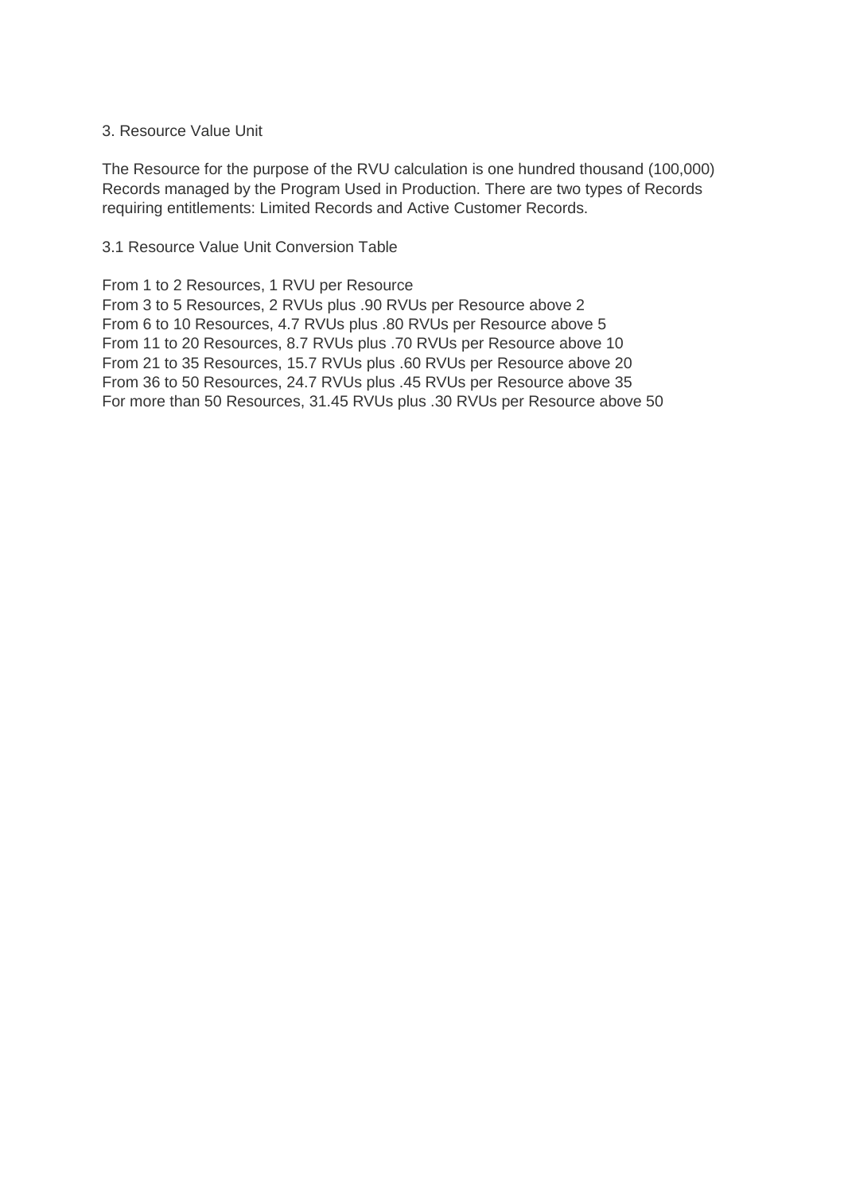## 3. Resource Value Unit

The Resource for the purpose of the RVU calculation is one hundred thousand (100,000) Records managed by the Program Used in Production. There are two types of Records requiring entitlements: Limited Records and Active Customer Records.

### 3.1 Resource Value Unit Conversion Table

From 1 to 2 Resources, 1 RVU per Resource
From 3 to 5 Resources, 2 RVUs plus .90 RVUs per Resource above 2
From 6 to 10 Resources, 4.7 RVUs plus .80 RVUs per Resource above 5
From 11 to 20 Resources, 8.7 RVUs plus .70 RVUs per Resource above 10
From 21 to 35 Resources, 15.7 RVUs plus .60 RVUs per Resource above 20
From 36 to 50 Resources, 24.7 RVUs plus .45 RVUs per Resource above 35
For more than 50 Resources, 31.45 RVUs plus .30 RVUs per Resource above 50